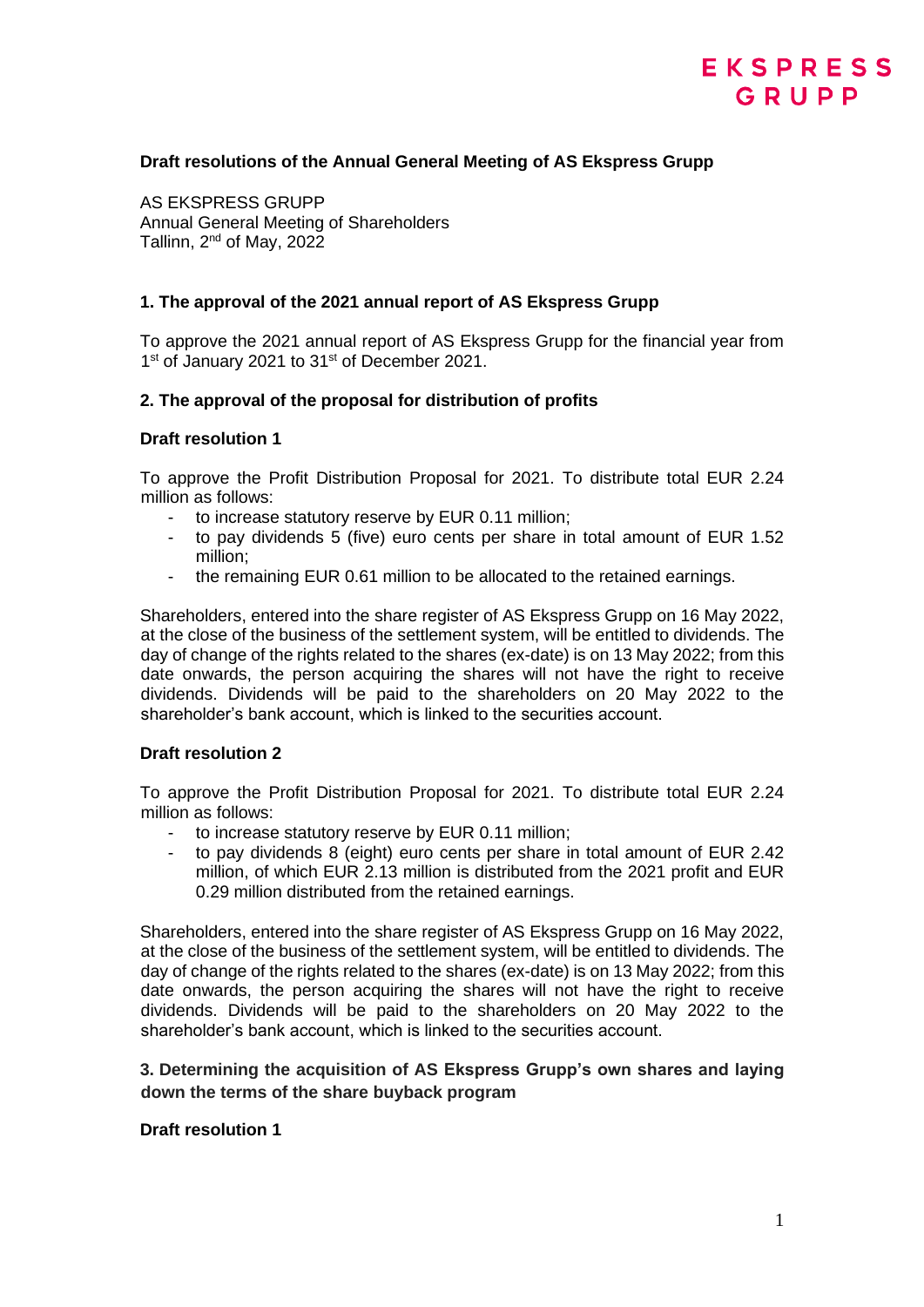### Draft resolutions of the Annual General Meeting of AS Ekspress Grupp

AS EKSPRESS GRUPP
Annual General Meeting of Shareholders
Tallinn, 2[nd] of May, 2022

#### 1. The approval of the 2021 annual report of AS Ekspress Grupp

To approve the 2021 annual report of AS Ekspress Grupp for the financial year from 1[st] of January 2021 to 31[st] of December 2021.

#### 2. The approval of the proposal for distribution of profits

**Draft resolution 1**

To approve the Profit Distribution Proposal for 2021. To distribute total EUR 2.24 million as follows:

- to increase statutory reserve by EUR 0.11 million;
- to pay dividends 5 (five) euro cents per share in total amount of EUR 1.52 million;
- the remaining EUR 0.61 million to be allocated to the retained earnings.

Shareholders, entered into the share register of AS Ekspress Grupp on 16 May 2022, at the close of the business of the settlement system, will be entitled to dividends. The day of change of the rights related to the shares (ex-date) is on 13 May 2022; from this date onwards, the person acquiring the shares will not have the right to receive dividends. Dividends will be paid to the shareholders on 20 May 2022 to the shareholder's bank account, which is linked to the securities account.

**Draft resolution 2**

To approve the Profit Distribution Proposal for 2021. To distribute total EUR 2.24 million as follows:

- to increase statutory reserve by EUR 0.11 million;
- to pay dividends 8 (eight) euro cents per share in total amount of EUR 2.42 million, of which EUR 2.13 million is distributed from the 2021 profit and EUR 0.29 million distributed from the retained earnings.

Shareholders, entered into the share register of AS Ekspress Grupp on 16 May 2022, at the close of the business of the settlement system, will be entitled to dividends. The day of change of the rights related to the shares (ex-date) is on 13 May 2022; from this date onwards, the person acquiring the shares will not have the right to receive dividends. Dividends will be paid to the shareholders on 20 May 2022 to the shareholder's bank account, which is linked to the securities account.

#### 3. Determining the acquisition of AS Ekspress Grupp's own shares and laying down the terms of the share buyback program

**Draft resolution 1**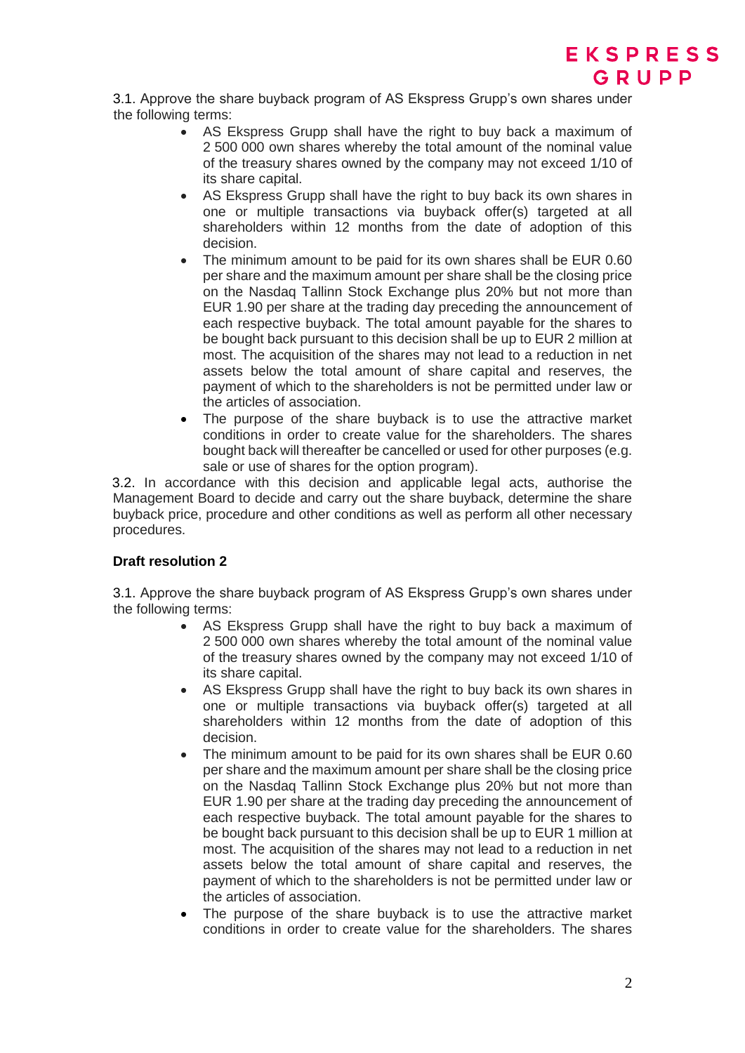3.1. Approve the share buyback program of AS Ekspress Grupp's own shares under the following terms:

- AS Ekspress Grupp shall have the right to buy back a maximum of 2 500 000 own shares whereby the total amount of the nominal value of the treasury shares owned by the company may not exceed 1/10 of its share capital.
- AS Ekspress Grupp shall have the right to buy back its own shares in one or multiple transactions via buyback offer(s) targeted at all shareholders within 12 months from the date of adoption of this decision.
- The minimum amount to be paid for its own shares shall be EUR 0.60 per share and the maximum amount per share shall be the closing price on the Nasdaq Tallinn Stock Exchange plus 20% but not more than EUR 1.90 per share at the trading day preceding the announcement of each respective buyback. The total amount payable for the shares to be bought back pursuant to this decision shall be up to EUR 2 million at most. The acquisition of the shares may not lead to a reduction in net assets below the total amount of share capital and reserves, the payment of which to the shareholders is not be permitted under law or the articles of association.
- The purpose of the share buyback is to use the attractive market conditions in order to create value for the shareholders. The shares bought back will thereafter be cancelled or used for other purposes (e.g. sale or use of shares for the option program).

3.2. In accordance with this decision and applicable legal acts, authorise the Management Board to decide and carry out the share buyback, determine the share buyback price, procedure and other conditions as well as perform all other necessary procedures.

**Draft resolution 2**

3.1. Approve the share buyback program of AS Ekspress Grupp's own shares under the following terms:

- AS Ekspress Grupp shall have the right to buy back a maximum of 2 500 000 own shares whereby the total amount of the nominal value of the treasury shares owned by the company may not exceed 1/10 of its share capital.
- AS Ekspress Grupp shall have the right to buy back its own shares in one or multiple transactions via buyback offer(s) targeted at all shareholders within 12 months from the date of adoption of this decision.
- The minimum amount to be paid for its own shares shall be EUR 0.60 per share and the maximum amount per share shall be the closing price on the Nasdaq Tallinn Stock Exchange plus 20% but not more than EUR 1.90 per share at the trading day preceding the announcement of each respective buyback. The total amount payable for the shares to be bought back pursuant to this decision shall be up to EUR 1 million at most. The acquisition of the shares may not lead to a reduction in net assets below the total amount of share capital and reserves, the payment of which to the shareholders is not be permitted under law or the articles of association.
- The purpose of the share buyback is to use the attractive market conditions in order to create value for the shareholders. The shares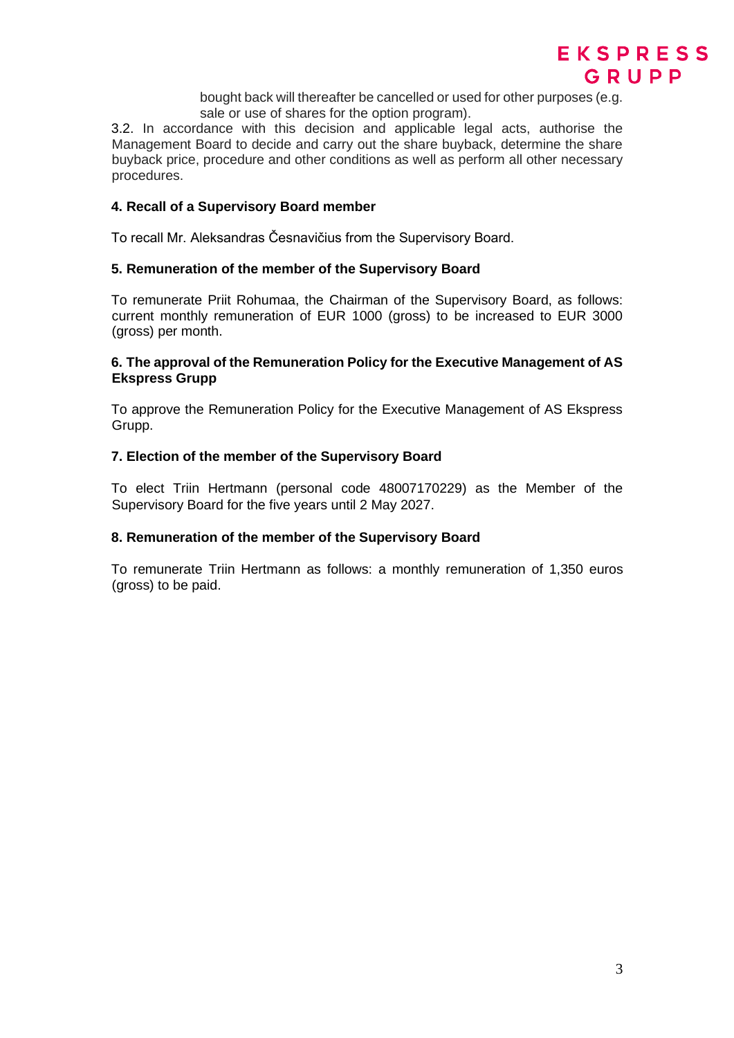bought back will thereafter be cancelled or used for other purposes (e.g. sale or use of shares for the option program).

3.2. In accordance with this decision and applicable legal acts, authorise the Management Board to decide and carry out the share buyback, determine the share buyback price, procedure and other conditions as well as perform all other necessary procedures.

**4. Recall of a Supervisory Board member**

To recall Mr. Aleksandras Česnavičius from the Supervisory Board.

**5. Remuneration of the member of the Supervisory Board**

To remunerate Priit Rohumaa, the Chairman of the Supervisory Board, as follows: current monthly remuneration of EUR 1000 (gross) to be increased to EUR 3000 (gross) per month.

**6. The approval of the Remuneration Policy for the Executive Management of AS Ekspress Grupp**

To approve the Remuneration Policy for the Executive Management of AS Ekspress Grupp.

**7. Election of the member of the Supervisory Board**

To elect Triin Hertmann (personal code 48007170229) as the Member of the Supervisory Board for the five years until 2 May 2027.

**8. Remuneration of the member of the Supervisory Board**

To remunerate Triin Hertmann as follows: a monthly remuneration of 1,350 euros (gross) to be paid.